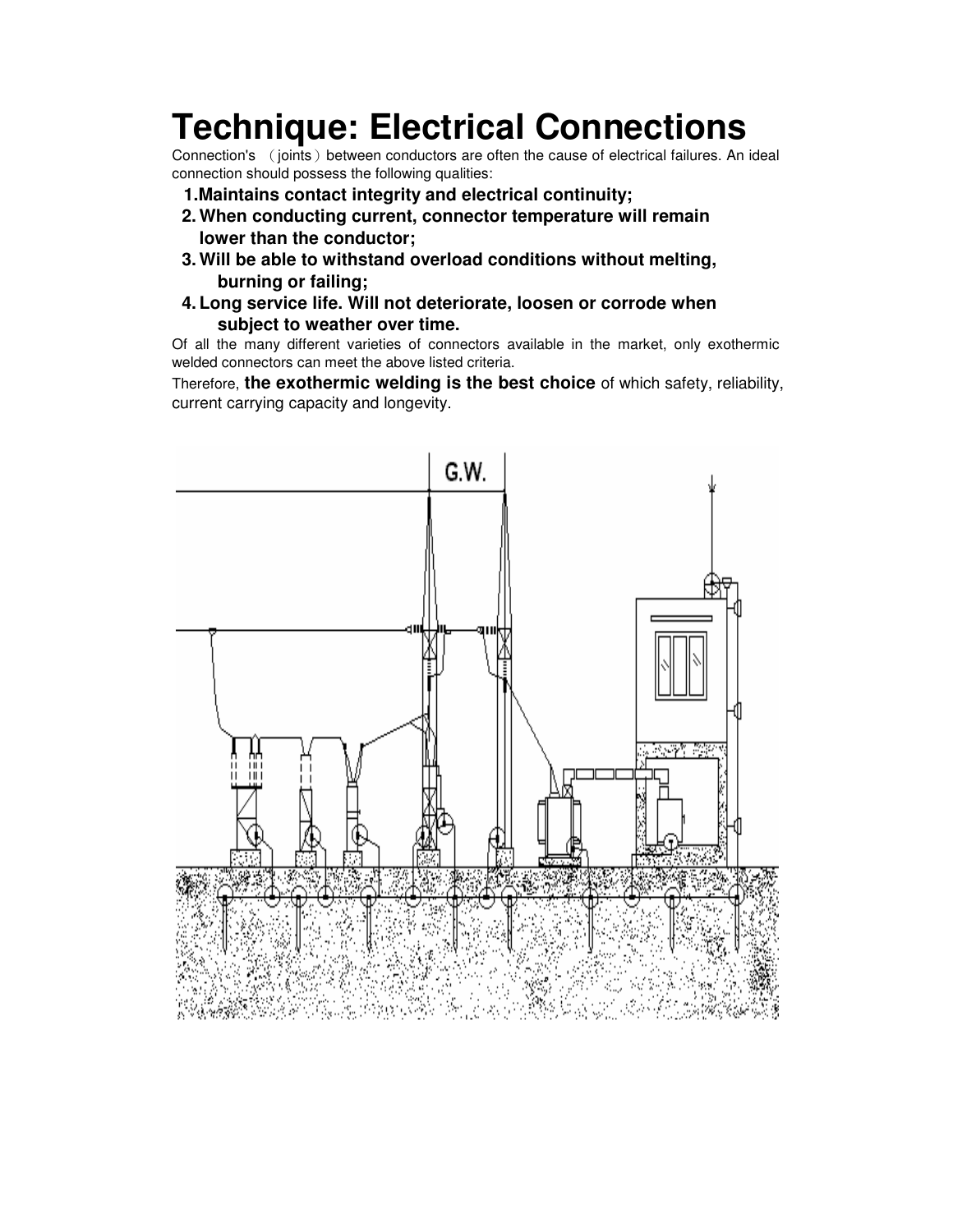# Technique: Electrical Connections

Connection's （joints）between conductors are often the cause of electrical failures. An ideal connection should possess the following qualities:

1. **Maintains contact integrity and electrical continuity;**
2. **When conducting current, connector temperature will remain lower than the conductor;**
3. **Will be able to withstand overload conditions without melting, burning or failing;**
4. **Long service life. Will not deteriorate, loosen or corrode when subject to weather over time.**

Of all the many different varieties of connectors available in the market, only exothermic welded connectors can meet the above listed criteria.

Therefore, **the exothermic welding is the best choice** of which safety, reliability, current carrying capacity and longevity.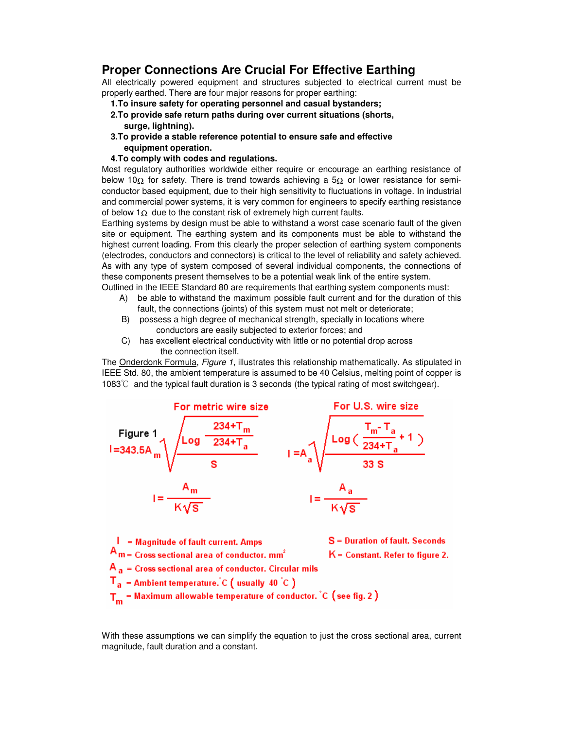## Proper Connections Are Crucial For Effective Earthing

All electrically powered equipment and structures subjected to electrical current must be properly earthed. There are four major reasons for proper earthing:

1. **To insure safety for operating personnel and casual bystanders;**
2. **To provide safe return paths during over current situations (shorts, surge, lightning).**
3. **To provide a stable reference potential to ensure safe and effective equipment operation.**
4. **To comply with codes and regulations.**

Most regulatory authorities worldwide either require or encourage an earthing resistance of below 10Ω for safety. There is trend towards achieving a 5Ω or lower resistance for semi-conductor based equipment, due to their high sensitivity to fluctuations in voltage. In industrial and commercial power systems, it is very common for engineers to specify earthing resistance of below 1Ω due to the constant risk of extremely high current faults.

Earthing systems by design must be able to withstand a worst case scenario fault of the given site or equipment. The earthing system and its components must be able to withstand the highest current loading. From this clearly the proper selection of earthing system components (electrodes, conductors and connectors) is critical to the level of reliability and safety achieved. As with any type of system composed of several individual components, the connections of these components present themselves to be a potential weak link of the entire system.

Outlined in the IEEE Standard 80 are requirements that earthing system components must:

A) be able to withstand the maximum possible fault current and for the duration of this fault, the connections (joints) of this system must not melt or deteriorate;

B) possess a high degree of mechanical strength, specially in locations where conductors are easily subjected to exterior forces; and

C) has excellent electrical conductivity with little or no potential drop across the connection itself.

The Onderdonk Formula, *Figure 1*, illustrates this relationship mathematically. As stipulated in IEEE Std. 80, the ambient temperature is assumed to be 40 Celsius, melting point of copper is 1083℃ and the typical fault duration is 3 seconds (the typical rating of most switchgear).

**Figure 1**

For metric wire size:

$$I = 343.5 A_m \sqrt{\frac{\text{Log} \dfrac{234 + T_m}{234 + T_a}}{S}}$$

$$I = \frac{A_m}{K\sqrt{S}}$$

For U.S. wire size:

$$I = A_a \sqrt{\frac{\text{Log} \left( \dfrac{T_m - T_a}{234 + T_a} + 1 \right)}{33\,S}}$$

$$I = \frac{A_a}{K\sqrt{S}}$$

$I$ = Magnitude of fault current. Amps

$A_m$ = Cross sectional area of conductor. $mm^2$

$A_a$ = Cross sectional area of conductor. Circular mils

$T_a$ = Ambient temperature. °C ( usually 40 °C )

$T_m$ = Maximum allowable temperature of conductor. °C (see fig. 2 )

$S$ = Duration of fault. Seconds

$K$ = Constant. Refer to figure 2.

With these assumptions we can simplify the equation to just the cross sectional area, current magnitude, fault duration and a constant.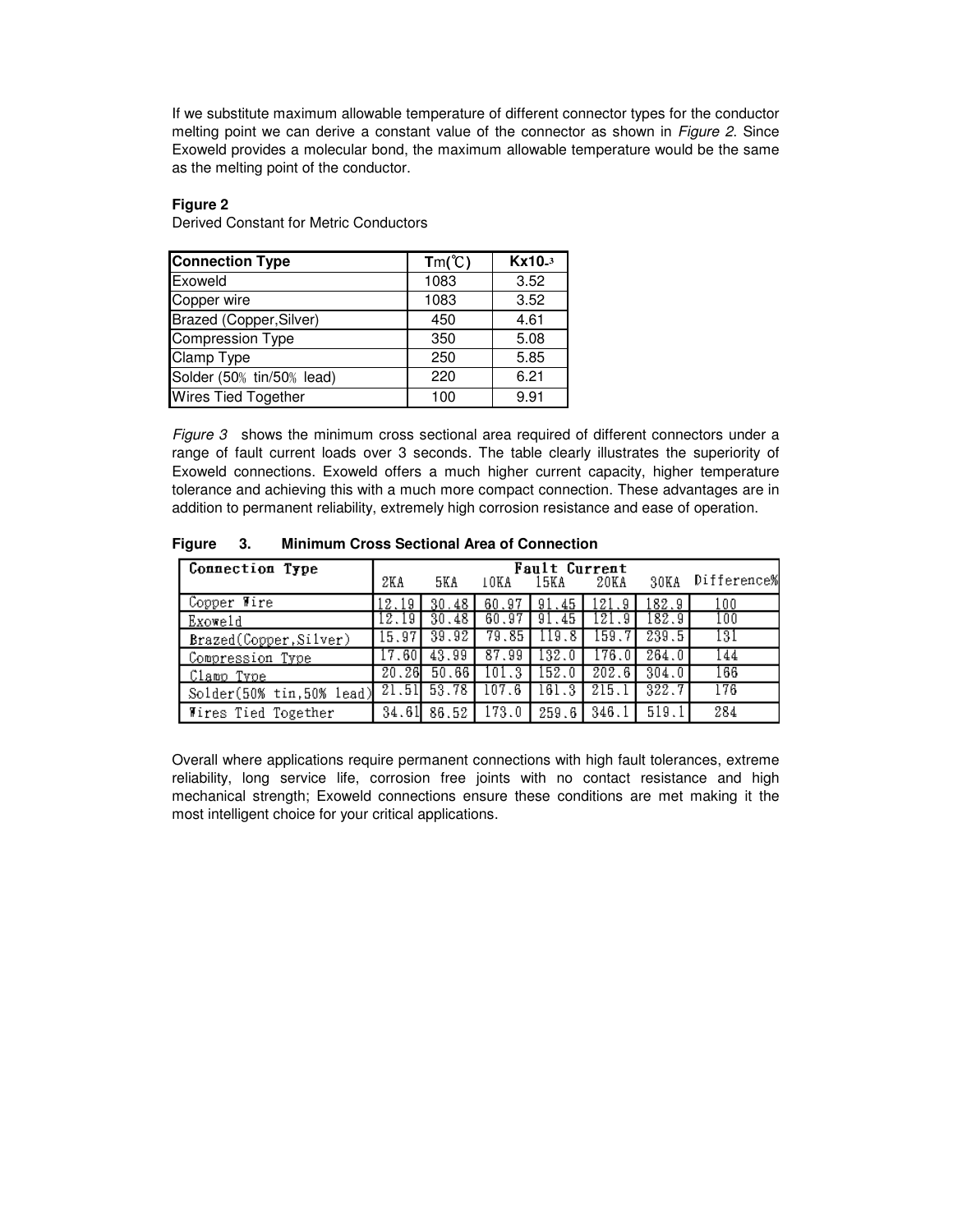If we substitute maximum allowable temperature of different connector types for the conductor melting point we can derive a constant value of the connector as shown in *Figure 2*. Since Exoweld provides a molecular bond, the maximum allowable temperature would be the same as the melting point of the conductor.

**Figure 2**

Derived Constant for Metric Conductors

| Connection Type | Tm(℃) | Kx10-3 |
|---|---|---|
| Exoweld | 1083 | 3.52 |
| Copper wire | 1083 | 3.52 |
| Brazed (Copper,Silver) | 450 | 4.61 |
| Compression Type | 350 | 5.08 |
| Clamp Type | 250 | 5.85 |
| Solder (50% tin/50% lead) | 220 | 6.21 |
| Wires Tied Together | 100 | 9.91 |

*Figure 3* shows the minimum cross sectional area required of different connectors under a range of fault current loads over 3 seconds. The table clearly illustrates the superiority of Exoweld connections. Exoweld offers a much higher current capacity, higher temperature tolerance and achieving this with a much more compact connection. These advantages are in addition to permanent reliability, extremely high corrosion resistance and ease of operation.

**Figure 3. Minimum Cross Sectional Area of Connection**

| Connection Type | Fault Current | | | | | | |
|---|---|---|---|---|---|---|---|
| | 2KA | 5KA | 10KA | 15KA | 20KA | 30KA | Difference% |
| Copper Wire | 12.19 | 30.48 | 60.97 | 91.45 | 121.9 | 182.9 | 100 |
| Exoweld | 12.19 | 30.48 | 60.97 | 91.45 | 121.9 | 182.9 | 100 |
| Brazed(Copper,Silver) | 15.97 | 39.92 | 79.85 | 119.8 | 159.7 | 239.5 | 131 |
| Compression Type | 17.60 | 43.99 | 87.99 | 132.0 | 176.0 | 264.0 | 144 |
| Clamp Type | 20.26 | 50.66 | 101.3 | 152.0 | 202.6 | 304.0 | 166 |
| Solder(50% tin,50% lead) | 21.51 | 53.78 | 107.6 | 161.3 | 215.1 | 322.7 | 176 |
| Wires Tied Together | 34.61 | 86.52 | 173.0 | 259.6 | 346.1 | 519.1 | 284 |

Overall where applications require permanent connections with high fault tolerances, extreme reliability, long service life, corrosion free joints with no contact resistance and high mechanical strength; Exoweld connections ensure these conditions are met making it the most intelligent choice for your critical applications.